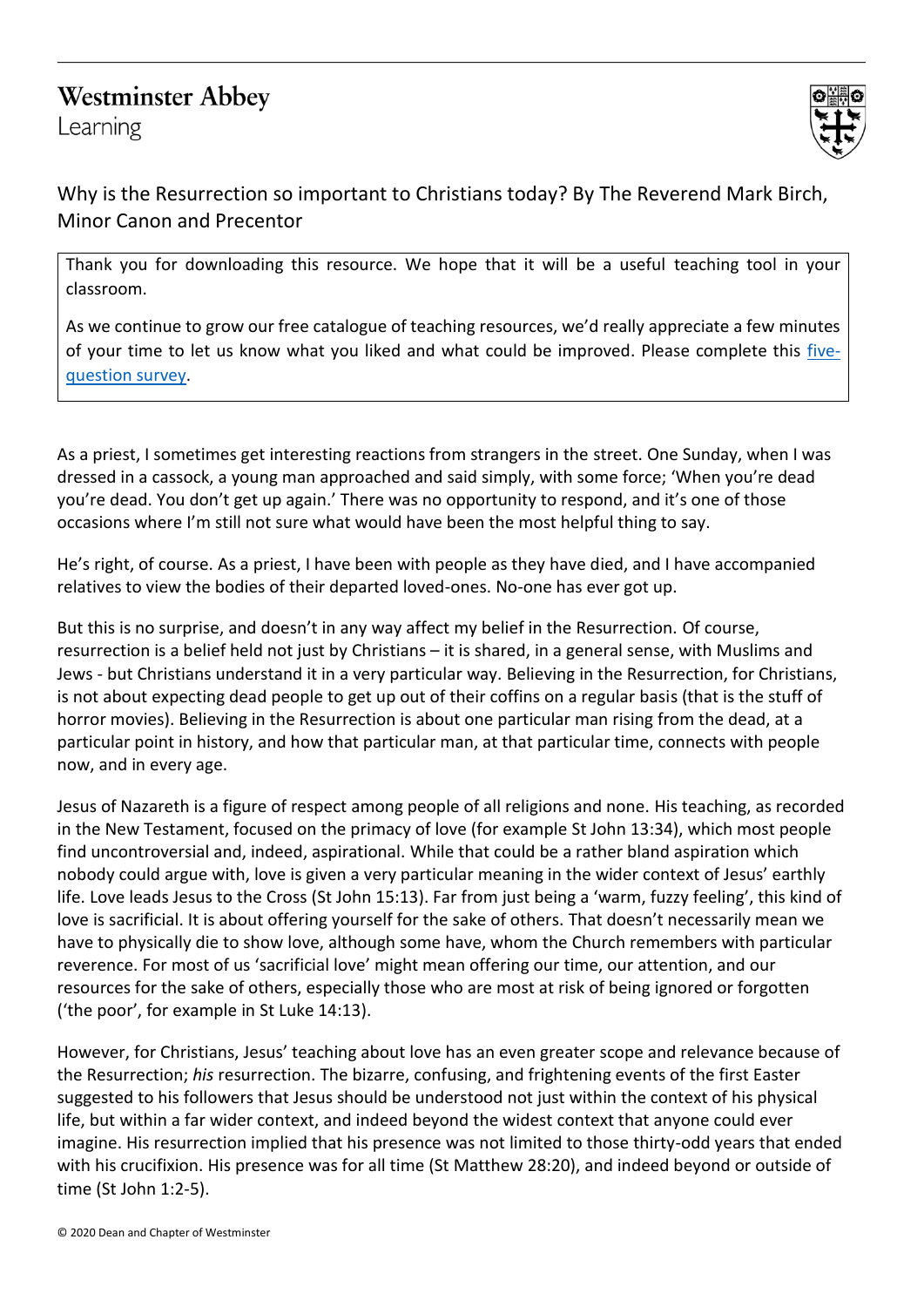Westminster Abbey
Learning

# Why is the Resurrection so important to Christians today? By The Reverend Mark Birch, Minor Canon and Precentor

Thank you for downloading this resource. We hope that it will be a useful teaching tool in your classroom.

As we continue to grow our free catalogue of teaching resources, we'd really appreciate a few minutes of your time to let us know what you liked and what could be improved. Please complete this five-question survey.

As a priest, I sometimes get interesting reactions from strangers in the street. One Sunday, when I was dressed in a cassock, a young man approached and said simply, with some force; 'When you're dead you're dead. You don't get up again.' There was no opportunity to respond, and it's one of those occasions where I'm still not sure what would have been the most helpful thing to say.

He's right, of course. As a priest, I have been with people as they have died, and I have accompanied relatives to view the bodies of their departed loved-ones. No-one has ever got up.

But this is no surprise, and doesn't in any way affect my belief in the Resurrection. Of course, resurrection is a belief held not just by Christians – it is shared, in a general sense, with Muslims and Jews - but Christians understand it in a very particular way. Believing in the Resurrection, for Christians, is not about expecting dead people to get up out of their coffins on a regular basis (that is the stuff of horror movies). Believing in the Resurrection is about one particular man rising from the dead, at a particular point in history, and how that particular man, at that particular time, connects with people now, and in every age.

Jesus of Nazareth is a figure of respect among people of all religions and none. His teaching, as recorded in the New Testament, focused on the primacy of love (for example St John 13:34), which most people find uncontroversial and, indeed, aspirational. While that could be a rather bland aspiration which nobody could argue with, love is given a very particular meaning in the wider context of Jesus' earthly life. Love leads Jesus to the Cross (St John 15:13). Far from just being a 'warm, fuzzy feeling', this kind of love is sacrificial. It is about offering yourself for the sake of others. That doesn't necessarily mean we have to physically die to show love, although some have, whom the Church remembers with particular reverence. For most of us 'sacrificial love' might mean offering our time, our attention, and our resources for the sake of others, especially those who are most at risk of being ignored or forgotten ('the poor', for example in St Luke 14:13).

However, for Christians, Jesus' teaching about love has an even greater scope and relevance because of the Resurrection; *his* resurrection. The bizarre, confusing, and frightening events of the first Easter suggested to his followers that Jesus should be understood not just within the context of his physical life, but within a far wider context, and indeed beyond the widest context that anyone could ever imagine. His resurrection implied that his presence was not limited to those thirty-odd years that ended with his crucifixion. His presence was for all time (St Matthew 28:20), and indeed beyond or outside of time (St John 1:2-5).

© 2020 Dean and Chapter of Westminster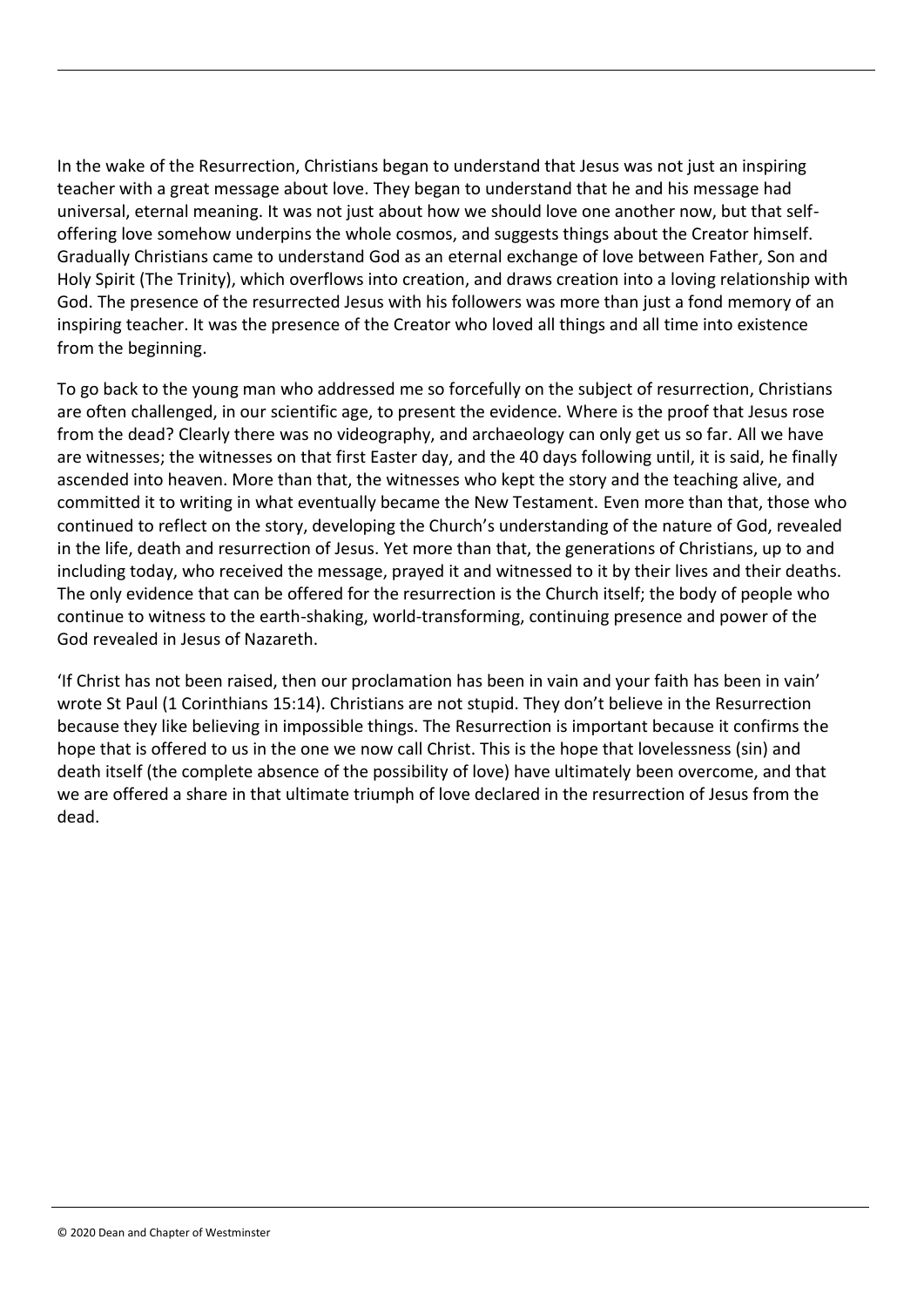In the wake of the Resurrection, Christians began to understand that Jesus was not just an inspiring teacher with a great message about love. They began to understand that he and his message had universal, eternal meaning. It was not just about how we should love one another now, but that self-offering love somehow underpins the whole cosmos, and suggests things about the Creator himself. Gradually Christians came to understand God as an eternal exchange of love between Father, Son and Holy Spirit (The Trinity), which overflows into creation, and draws creation into a loving relationship with God. The presence of the resurrected Jesus with his followers was more than just a fond memory of an inspiring teacher. It was the presence of the Creator who loved all things and all time into existence from the beginning.

To go back to the young man who addressed me so forcefully on the subject of resurrection, Christians are often challenged, in our scientific age, to present the evidence. Where is the proof that Jesus rose from the dead? Clearly there was no videography, and archaeology can only get us so far. All we have are witnesses; the witnesses on that first Easter day, and the 40 days following until, it is said, he finally ascended into heaven. More than that, the witnesses who kept the story and the teaching alive, and committed it to writing in what eventually became the New Testament. Even more than that, those who continued to reflect on the story, developing the Church's understanding of the nature of God, revealed in the life, death and resurrection of Jesus. Yet more than that, the generations of Christians, up to and including today, who received the message, prayed it and witnessed to it by their lives and their deaths. The only evidence that can be offered for the resurrection is the Church itself; the body of people who continue to witness to the earth-shaking, world-transforming, continuing presence and power of the God revealed in Jesus of Nazareth.

'If Christ has not been raised, then our proclamation has been in vain and your faith has been in vain' wrote St Paul (1 Corinthians 15:14). Christians are not stupid. They don't believe in the Resurrection because they like believing in impossible things. The Resurrection is important because it confirms the hope that is offered to us in the one we now call Christ. This is the hope that lovelessness (sin) and death itself (the complete absence of the possibility of love) have ultimately been overcome, and that we are offered a share in that ultimate triumph of love declared in the resurrection of Jesus from the dead.

© 2020 Dean and Chapter of Westminster